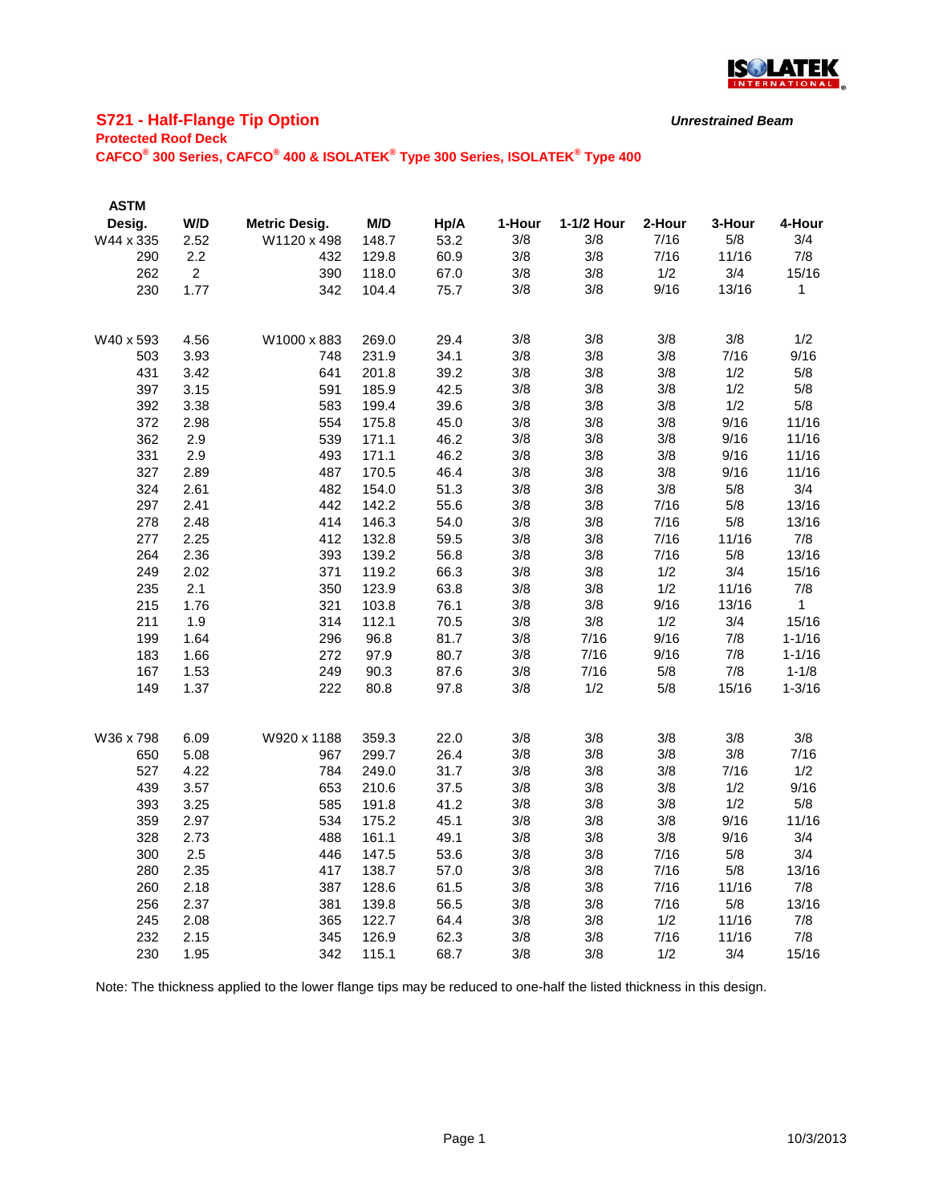ISOLATEK INTERNATIONAL

## S721 - Half-Flange Tip Option

*Unrestrained Beam*

**Protected Roof Deck**

**CAFCO® 300 Series, CAFCO® 400 & ISOLATEK® Type 300 Series, ISOLATEK® Type 400**

| ASTM Desig. | W/D | Metric Desig. | M/D | Hp/A | 1-Hour | 1-1/2 Hour | 2-Hour | 3-Hour | 4-Hour |
|---|---|---|---|---|---|---|---|---|---|
| W44 x 335 | 2.52 | W1120 x 498 | 148.7 | 53.2 | 3/8 | 3/8 | 7/16 | 5/8 | 3/4 |
| 290 | 2.2 | 432 | 129.8 | 60.9 | 3/8 | 3/8 | 7/16 | 11/16 | 7/8 |
| 262 | 2 | 390 | 118.0 | 67.0 | 3/8 | 3/8 | 1/2 | 3/4 | 15/16 |
| 230 | 1.77 | 342 | 104.4 | 75.7 | 3/8 | 3/8 | 9/16 | 13/16 | 1 |
| | | | | | | | | | |
| W40 x 593 | 4.56 | W1000 x 883 | 269.0 | 29.4 | 3/8 | 3/8 | 3/8 | 3/8 | 1/2 |
| 503 | 3.93 | 748 | 231.9 | 34.1 | 3/8 | 3/8 | 3/8 | 7/16 | 9/16 |
| 431 | 3.42 | 641 | 201.8 | 39.2 | 3/8 | 3/8 | 3/8 | 1/2 | 5/8 |
| 397 | 3.15 | 591 | 185.9 | 42.5 | 3/8 | 3/8 | 3/8 | 1/2 | 5/8 |
| 392 | 3.38 | 583 | 199.4 | 39.6 | 3/8 | 3/8 | 3/8 | 1/2 | 5/8 |
| 372 | 2.98 | 554 | 175.8 | 45.0 | 3/8 | 3/8 | 3/8 | 9/16 | 11/16 |
| 362 | 2.9 | 539 | 171.1 | 46.2 | 3/8 | 3/8 | 3/8 | 9/16 | 11/16 |
| 331 | 2.9 | 493 | 171.1 | 46.2 | 3/8 | 3/8 | 3/8 | 9/16 | 11/16 |
| 327 | 2.89 | 487 | 170.5 | 46.4 | 3/8 | 3/8 | 3/8 | 9/16 | 11/16 |
| 324 | 2.61 | 482 | 154.0 | 51.3 | 3/8 | 3/8 | 3/8 | 5/8 | 3/4 |
| 297 | 2.41 | 442 | 142.2 | 55.6 | 3/8 | 3/8 | 7/16 | 5/8 | 13/16 |
| 278 | 2.48 | 414 | 146.3 | 54.0 | 3/8 | 3/8 | 7/16 | 5/8 | 13/16 |
| 277 | 2.25 | 412 | 132.8 | 59.5 | 3/8 | 3/8 | 7/16 | 11/16 | 7/8 |
| 264 | 2.36 | 393 | 139.2 | 56.8 | 3/8 | 3/8 | 7/16 | 5/8 | 13/16 |
| 249 | 2.02 | 371 | 119.2 | 66.3 | 3/8 | 3/8 | 1/2 | 3/4 | 15/16 |
| 235 | 2.1 | 350 | 123.9 | 63.8 | 3/8 | 3/8 | 1/2 | 11/16 | 7/8 |
| 215 | 1.76 | 321 | 103.8 | 76.1 | 3/8 | 3/8 | 9/16 | 13/16 | 1 |
| 211 | 1.9 | 314 | 112.1 | 70.5 | 3/8 | 3/8 | 1/2 | 3/4 | 15/16 |
| 199 | 1.64 | 296 | 96.8 | 81.7 | 3/8 | 7/16 | 9/16 | 7/8 | 1-1/16 |
| 183 | 1.66 | 272 | 97.9 | 80.7 | 3/8 | 7/16 | 9/16 | 7/8 | 1-1/16 |
| 167 | 1.53 | 249 | 90.3 | 87.6 | 3/8 | 7/16 | 5/8 | 7/8 | 1-1/8 |
| 149 | 1.37 | 222 | 80.8 | 97.8 | 3/8 | 1/2 | 5/8 | 15/16 | 1-3/16 |
| | | | | | | | | | |
| W36 x 798 | 6.09 | W920 x 1188 | 359.3 | 22.0 | 3/8 | 3/8 | 3/8 | 3/8 | 3/8 |
| 650 | 5.08 | 967 | 299.7 | 26.4 | 3/8 | 3/8 | 3/8 | 3/8 | 7/16 |
| 527 | 4.22 | 784 | 249.0 | 31.7 | 3/8 | 3/8 | 3/8 | 7/16 | 1/2 |
| 439 | 3.57 | 653 | 210.6 | 37.5 | 3/8 | 3/8 | 3/8 | 1/2 | 9/16 |
| 393 | 3.25 | 585 | 191.8 | 41.2 | 3/8 | 3/8 | 3/8 | 1/2 | 5/8 |
| 359 | 2.97 | 534 | 175.2 | 45.1 | 3/8 | 3/8 | 3/8 | 9/16 | 11/16 |
| 328 | 2.73 | 488 | 161.1 | 49.1 | 3/8 | 3/8 | 3/8 | 9/16 | 3/4 |
| 300 | 2.5 | 446 | 147.5 | 53.6 | 3/8 | 3/8 | 7/16 | 5/8 | 3/4 |
| 280 | 2.35 | 417 | 138.7 | 57.0 | 3/8 | 3/8 | 7/16 | 5/8 | 13/16 |
| 260 | 2.18 | 387 | 128.6 | 61.5 | 3/8 | 3/8 | 7/16 | 11/16 | 7/8 |
| 256 | 2.37 | 381 | 139.8 | 56.5 | 3/8 | 3/8 | 7/16 | 5/8 | 13/16 |
| 245 | 2.08 | 365 | 122.7 | 64.4 | 3/8 | 3/8 | 1/2 | 11/16 | 7/8 |
| 232 | 2.15 | 345 | 126.9 | 62.3 | 3/8 | 3/8 | 7/16 | 11/16 | 7/8 |
| 230 | 1.95 | 342 | 115.1 | 68.7 | 3/8 | 3/8 | 1/2 | 3/4 | 15/16 |

Note: The thickness applied to the lower flange tips may be reduced to one-half the listed thickness in this design.

10/3/2013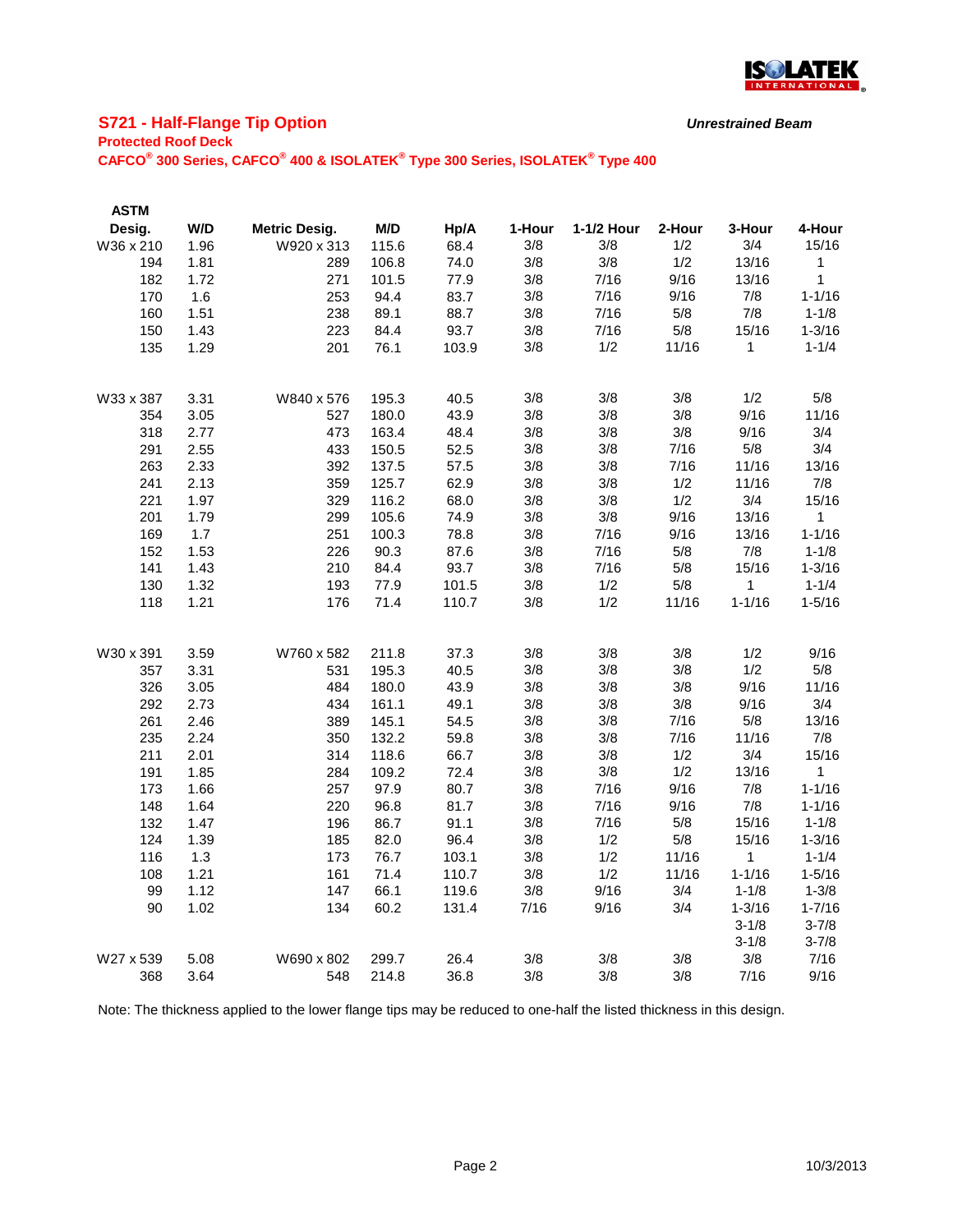## S721 - Half-Flange Tip Option

***Unrestrained Beam***

**Protected Roof Deck**

**CAFCO® 300 Series, CAFCO® 400 & ISOLATEK® Type 300 Series, ISOLATEK® Type 400**

| ASTM Desig. | W/D | Metric Desig. | M/D | Hp/A | 1-Hour | 1-1/2 Hour | 2-Hour | 3-Hour | 4-Hour |
|---|---|---|---|---|---|---|---|---|---|
| W36 x 210 | 1.96 | W920 x 313 | 115.6 | 68.4 | 3/8 | 3/8 | 1/2 | 3/4 | 15/16 |
| 194 | 1.81 | 289 | 106.8 | 74.0 | 3/8 | 3/8 | 1/2 | 13/16 | 1 |
| 182 | 1.72 | 271 | 101.5 | 77.9 | 3/8 | 7/16 | 9/16 | 13/16 | 1 |
| 170 | 1.6 | 253 | 94.4 | 83.7 | 3/8 | 7/16 | 9/16 | 7/8 | 1-1/16 |
| 160 | 1.51 | 238 | 89.1 | 88.7 | 3/8 | 7/16 | 5/8 | 7/8 | 1-1/8 |
| 150 | 1.43 | 223 | 84.4 | 93.7 | 3/8 | 7/16 | 5/8 | 15/16 | 1-3/16 |
| 135 | 1.29 | 201 | 76.1 | 103.9 | 3/8 | 1/2 | 11/16 | 1 | 1-1/4 |
| | | | | | | | | | |
| W33 x 387 | 3.31 | W840 x 576 | 195.3 | 40.5 | 3/8 | 3/8 | 3/8 | 1/2 | 5/8 |
| 354 | 3.05 | 527 | 180.0 | 43.9 | 3/8 | 3/8 | 3/8 | 9/16 | 11/16 |
| 318 | 2.77 | 473 | 163.4 | 48.4 | 3/8 | 3/8 | 3/8 | 9/16 | 3/4 |
| 291 | 2.55 | 433 | 150.5 | 52.5 | 3/8 | 3/8 | 7/16 | 5/8 | 3/4 |
| 263 | 2.33 | 392 | 137.5 | 57.5 | 3/8 | 3/8 | 7/16 | 11/16 | 13/16 |
| 241 | 2.13 | 359 | 125.7 | 62.9 | 3/8 | 3/8 | 1/2 | 11/16 | 7/8 |
| 221 | 1.97 | 329 | 116.2 | 68.0 | 3/8 | 3/8 | 1/2 | 3/4 | 15/16 |
| 201 | 1.79 | 299 | 105.6 | 74.9 | 3/8 | 3/8 | 9/16 | 13/16 | 1 |
| 169 | 1.7 | 251 | 100.3 | 78.8 | 3/8 | 7/16 | 9/16 | 13/16 | 1-1/16 |
| 152 | 1.53 | 226 | 90.3 | 87.6 | 3/8 | 7/16 | 5/8 | 7/8 | 1-1/8 |
| 141 | 1.43 | 210 | 84.4 | 93.7 | 3/8 | 7/16 | 5/8 | 15/16 | 1-3/16 |
| 130 | 1.32 | 193 | 77.9 | 101.5 | 3/8 | 1/2 | 5/8 | 1 | 1-1/4 |
| 118 | 1.21 | 176 | 71.4 | 110.7 | 3/8 | 1/2 | 11/16 | 1-1/16 | 1-5/16 |
| | | | | | | | | | |
| W30 x 391 | 3.59 | W760 x 582 | 211.8 | 37.3 | 3/8 | 3/8 | 3/8 | 1/2 | 9/16 |
| 357 | 3.31 | 531 | 195.3 | 40.5 | 3/8 | 3/8 | 3/8 | 1/2 | 5/8 |
| 326 | 3.05 | 484 | 180.0 | 43.9 | 3/8 | 3/8 | 3/8 | 9/16 | 11/16 |
| 292 | 2.73 | 434 | 161.1 | 49.1 | 3/8 | 3/8 | 3/8 | 9/16 | 3/4 |
| 261 | 2.46 | 389 | 145.1 | 54.5 | 3/8 | 3/8 | 7/16 | 5/8 | 13/16 |
| 235 | 2.24 | 350 | 132.2 | 59.8 | 3/8 | 3/8 | 7/16 | 11/16 | 7/8 |
| 211 | 2.01 | 314 | 118.6 | 66.7 | 3/8 | 3/8 | 1/2 | 3/4 | 15/16 |
| 191 | 1.85 | 284 | 109.2 | 72.4 | 3/8 | 3/8 | 1/2 | 13/16 | 1 |
| 173 | 1.66 | 257 | 97.9 | 80.7 | 3/8 | 7/16 | 9/16 | 7/8 | 1-1/16 |
| 148 | 1.64 | 220 | 96.8 | 81.7 | 3/8 | 7/16 | 9/16 | 7/8 | 1-1/16 |
| 132 | 1.47 | 196 | 86.7 | 91.1 | 3/8 | 7/16 | 5/8 | 15/16 | 1-1/8 |
| 124 | 1.39 | 185 | 82.0 | 96.4 | 3/8 | 1/2 | 5/8 | 15/16 | 1-3/16 |
| 116 | 1.3 | 173 | 76.7 | 103.1 | 3/8 | 1/2 | 11/16 | 1 | 1-1/4 |
| 108 | 1.21 | 161 | 71.4 | 110.7 | 3/8 | 1/2 | 11/16 | 1-1/16 | 1-5/16 |
| 99 | 1.12 | 147 | 66.1 | 119.6 | 3/8 | 9/16 | 3/4 | 1-1/8 | 1-3/8 |
| 90 | 1.02 | 134 | 60.2 | 131.4 | 7/16 | 9/16 | 3/4 | 1-3/16 | 1-7/16 |
| | | | | | | | | 3-1/8 | 3-7/8 |
| | | | | | | | | 3-1/8 | 3-7/8 |
| W27 x 539 | 5.08 | W690 x 802 | 299.7 | 26.4 | 3/8 | 3/8 | 3/8 | 3/8 | 7/16 |
| 368 | 3.64 | 548 | 214.8 | 36.8 | 3/8 | 3/8 | 3/8 | 7/16 | 9/16 |

Note: The thickness applied to the lower flange tips may be reduced to one-half the listed thickness in this design.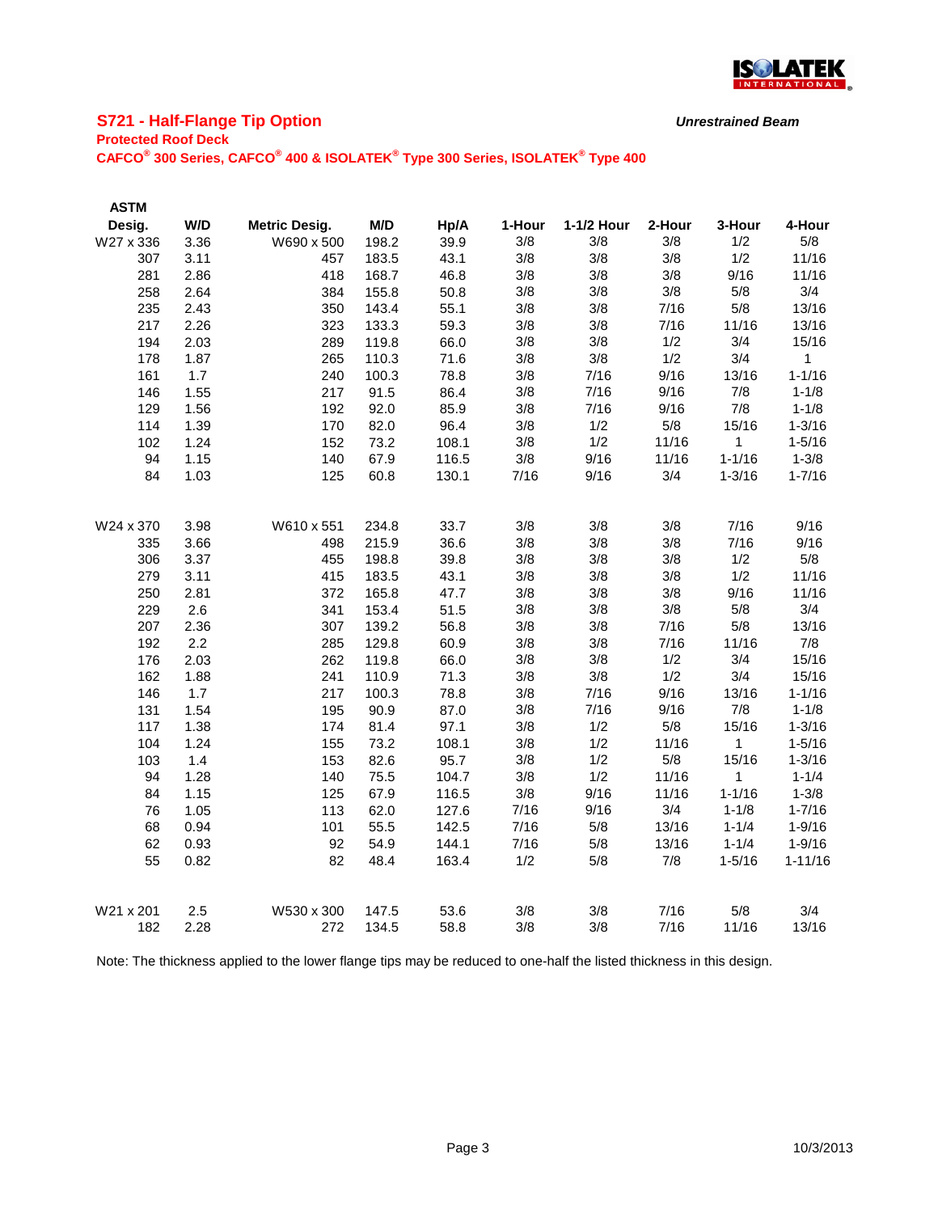## S721 - Half-Flange Tip Option

***Unrestrained Beam***

**Protected Roof Deck**

**CAFCO® 300 Series, CAFCO® 400 & ISOLATEK® Type 300 Series, ISOLATEK® Type 400**

| ASTM Desig. | W/D | Metric Desig. | M/D | Hp/A | 1-Hour | 1-1/2 Hour | 2-Hour | 3-Hour | 4-Hour |
|---|---|---|---|---|---|---|---|---|---|
| W27 x 336 | 3.36 | W690 x 500 | 198.2 | 39.9 | 3/8 | 3/8 | 3/8 | 1/2 | 5/8 |
| 307 | 3.11 | 457 | 183.5 | 43.1 | 3/8 | 3/8 | 3/8 | 1/2 | 11/16 |
| 281 | 2.86 | 418 | 168.7 | 46.8 | 3/8 | 3/8 | 3/8 | 9/16 | 11/16 |
| 258 | 2.64 | 384 | 155.8 | 50.8 | 3/8 | 3/8 | 3/8 | 5/8 | 3/4 |
| 235 | 2.43 | 350 | 143.4 | 55.1 | 3/8 | 3/8 | 7/16 | 5/8 | 13/16 |
| 217 | 2.26 | 323 | 133.3 | 59.3 | 3/8 | 3/8 | 7/16 | 11/16 | 13/16 |
| 194 | 2.03 | 289 | 119.8 | 66.0 | 3/8 | 3/8 | 1/2 | 3/4 | 15/16 |
| 178 | 1.87 | 265 | 110.3 | 71.6 | 3/8 | 3/8 | 1/2 | 3/4 | 1 |
| 161 | 1.7 | 240 | 100.3 | 78.8 | 3/8 | 7/16 | 9/16 | 13/16 | 1-1/16 |
| 146 | 1.55 | 217 | 91.5 | 86.4 | 3/8 | 7/16 | 9/16 | 7/8 | 1-1/8 |
| 129 | 1.56 | 192 | 92.0 | 85.9 | 3/8 | 7/16 | 9/16 | 7/8 | 1-1/8 |
| 114 | 1.39 | 170 | 82.0 | 96.4 | 3/8 | 1/2 | 5/8 | 15/16 | 1-3/16 |
| 102 | 1.24 | 152 | 73.2 | 108.1 | 3/8 | 1/2 | 11/16 | 1 | 1-5/16 |
| 94 | 1.15 | 140 | 67.9 | 116.5 | 3/8 | 9/16 | 11/16 | 1-1/16 | 1-3/8 |
| 84 | 1.03 | 125 | 60.8 | 130.1 | 7/16 | 9/16 | 3/4 | 1-3/16 | 1-7/16 |
| | | | | | | | | | |
| W24 x 370 | 3.98 | W610 x 551 | 234.8 | 33.7 | 3/8 | 3/8 | 3/8 | 7/16 | 9/16 |
| 335 | 3.66 | 498 | 215.9 | 36.6 | 3/8 | 3/8 | 3/8 | 7/16 | 9/16 |
| 306 | 3.37 | 455 | 198.8 | 39.8 | 3/8 | 3/8 | 3/8 | 1/2 | 5/8 |
| 279 | 3.11 | 415 | 183.5 | 43.1 | 3/8 | 3/8 | 3/8 | 1/2 | 11/16 |
| 250 | 2.81 | 372 | 165.8 | 47.7 | 3/8 | 3/8 | 3/8 | 9/16 | 11/16 |
| 229 | 2.6 | 341 | 153.4 | 51.5 | 3/8 | 3/8 | 3/8 | 5/8 | 3/4 |
| 207 | 2.36 | 307 | 139.2 | 56.8 | 3/8 | 3/8 | 7/16 | 5/8 | 13/16 |
| 192 | 2.2 | 285 | 129.8 | 60.9 | 3/8 | 3/8 | 7/16 | 11/16 | 7/8 |
| 176 | 2.03 | 262 | 119.8 | 66.0 | 3/8 | 3/8 | 1/2 | 3/4 | 15/16 |
| 162 | 1.88 | 241 | 110.9 | 71.3 | 3/8 | 3/8 | 1/2 | 3/4 | 15/16 |
| 146 | 1.7 | 217 | 100.3 | 78.8 | 3/8 | 7/16 | 9/16 | 13/16 | 1-1/16 |
| 131 | 1.54 | 195 | 90.9 | 87.0 | 3/8 | 7/16 | 9/16 | 7/8 | 1-1/8 |
| 117 | 1.38 | 174 | 81.4 | 97.1 | 3/8 | 1/2 | 5/8 | 15/16 | 1-3/16 |
| 104 | 1.24 | 155 | 73.2 | 108.1 | 3/8 | 1/2 | 11/16 | 1 | 1-5/16 |
| 103 | 1.4 | 153 | 82.6 | 95.7 | 3/8 | 1/2 | 5/8 | 15/16 | 1-3/16 |
| 94 | 1.28 | 140 | 75.5 | 104.7 | 3/8 | 1/2 | 11/16 | 1 | 1-1/4 |
| 84 | 1.15 | 125 | 67.9 | 116.5 | 3/8 | 9/16 | 11/16 | 1-1/16 | 1-3/8 |
| 76 | 1.05 | 113 | 62.0 | 127.6 | 7/16 | 9/16 | 3/4 | 1-1/8 | 1-7/16 |
| 68 | 0.94 | 101 | 55.5 | 142.5 | 7/16 | 5/8 | 13/16 | 1-1/4 | 1-9/16 |
| 62 | 0.93 | 92 | 54.9 | 144.1 | 7/16 | 5/8 | 13/16 | 1-1/4 | 1-9/16 |
| 55 | 0.82 | 82 | 48.4 | 163.4 | 1/2 | 5/8 | 7/8 | 1-5/16 | 1-11/16 |
| | | | | | | | | | |
| W21 x 201 | 2.5 | W530 x 300 | 147.5 | 53.6 | 3/8 | 3/8 | 7/16 | 5/8 | 3/4 |
| 182 | 2.28 | 272 | 134.5 | 58.8 | 3/8 | 3/8 | 7/16 | 11/16 | 13/16 |

Note: The thickness applied to the lower flange tips may be reduced to one-half the listed thickness in this design.

10/3/2013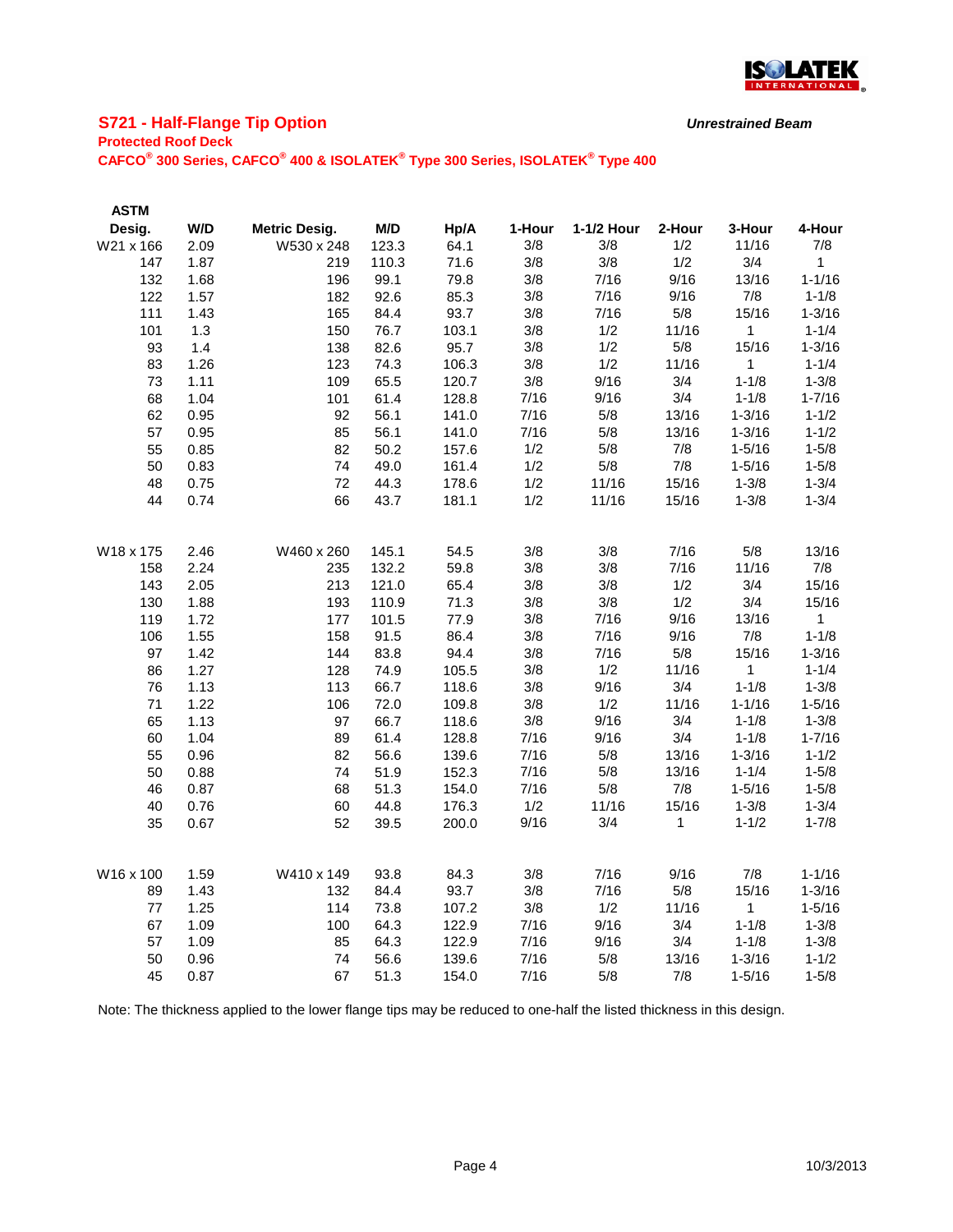## S721 - Half-Flange Tip Option

***Unrestrained Beam***

**Protected Roof Deck**

**CAFCO® 300 Series, CAFCO® 400 & ISOLATEK® Type 300 Series, ISOLATEK® Type 400**

| ASTM Desig. | W/D | Metric Desig. | M/D | Hp/A | 1-Hour | 1-1/2 Hour | 2-Hour | 3-Hour | 4-Hour |
|---|---|---|---|---|---|---|---|---|---|
| W21 x 166 | 2.09 | W530 x 248 | 123.3 | 64.1 | 3/8 | 3/8 | 1/2 | 11/16 | 7/8 |
| 147 | 1.87 | 219 | 110.3 | 71.6 | 3/8 | 3/8 | 1/2 | 3/4 | 1 |
| 132 | 1.68 | 196 | 99.1 | 79.8 | 3/8 | 7/16 | 9/16 | 13/16 | 1-1/16 |
| 122 | 1.57 | 182 | 92.6 | 85.3 | 3/8 | 7/16 | 9/16 | 7/8 | 1-1/8 |
| 111 | 1.43 | 165 | 84.4 | 93.7 | 3/8 | 7/16 | 5/8 | 15/16 | 1-3/16 |
| 101 | 1.3 | 150 | 76.7 | 103.1 | 3/8 | 1/2 | 11/16 | 1 | 1-1/4 |
| 93 | 1.4 | 138 | 82.6 | 95.7 | 3/8 | 1/2 | 5/8 | 15/16 | 1-3/16 |
| 83 | 1.26 | 123 | 74.3 | 106.3 | 3/8 | 1/2 | 11/16 | 1 | 1-1/4 |
| 73 | 1.11 | 109 | 65.5 | 120.7 | 3/8 | 9/16 | 3/4 | 1-1/8 | 1-3/8 |
| 68 | 1.04 | 101 | 61.4 | 128.8 | 7/16 | 9/16 | 3/4 | 1-1/8 | 1-7/16 |
| 62 | 0.95 | 92 | 56.1 | 141.0 | 7/16 | 5/8 | 13/16 | 1-3/16 | 1-1/2 |
| 57 | 0.95 | 85 | 56.1 | 141.0 | 7/16 | 5/8 | 13/16 | 1-3/16 | 1-1/2 |
| 55 | 0.85 | 82 | 50.2 | 157.6 | 1/2 | 5/8 | 7/8 | 1-5/16 | 1-5/8 |
| 50 | 0.83 | 74 | 49.0 | 161.4 | 1/2 | 5/8 | 7/8 | 1-5/16 | 1-5/8 |
| 48 | 0.75 | 72 | 44.3 | 178.6 | 1/2 | 11/16 | 15/16 | 1-3/8 | 1-3/4 |
| 44 | 0.74 | 66 | 43.7 | 181.1 | 1/2 | 11/16 | 15/16 | 1-3/8 | 1-3/4 |
| | | | | | | | | | |
| W18 x 175 | 2.46 | W460 x 260 | 145.1 | 54.5 | 3/8 | 3/8 | 7/16 | 5/8 | 13/16 |
| 158 | 2.24 | 235 | 132.2 | 59.8 | 3/8 | 3/8 | 7/16 | 11/16 | 7/8 |
| 143 | 2.05 | 213 | 121.0 | 65.4 | 3/8 | 3/8 | 1/2 | 3/4 | 15/16 |
| 130 | 1.88 | 193 | 110.9 | 71.3 | 3/8 | 3/8 | 1/2 | 3/4 | 15/16 |
| 119 | 1.72 | 177 | 101.5 | 77.9 | 3/8 | 7/16 | 9/16 | 13/16 | 1 |
| 106 | 1.55 | 158 | 91.5 | 86.4 | 3/8 | 7/16 | 9/16 | 7/8 | 1-1/8 |
| 97 | 1.42 | 144 | 83.8 | 94.4 | 3/8 | 7/16 | 5/8 | 15/16 | 1-3/16 |
| 86 | 1.27 | 128 | 74.9 | 105.5 | 3/8 | 1/2 | 11/16 | 1 | 1-1/4 |
| 76 | 1.13 | 113 | 66.7 | 118.6 | 3/8 | 9/16 | 3/4 | 1-1/8 | 1-3/8 |
| 71 | 1.22 | 106 | 72.0 | 109.8 | 3/8 | 1/2 | 11/16 | 1-1/16 | 1-5/16 |
| 65 | 1.13 | 97 | 66.7 | 118.6 | 3/8 | 9/16 | 3/4 | 1-1/8 | 1-3/8 |
| 60 | 1.04 | 89 | 61.4 | 128.8 | 7/16 | 9/16 | 3/4 | 1-1/8 | 1-7/16 |
| 55 | 0.96 | 82 | 56.6 | 139.6 | 7/16 | 5/8 | 13/16 | 1-3/16 | 1-1/2 |
| 50 | 0.88 | 74 | 51.9 | 152.3 | 7/16 | 5/8 | 13/16 | 1-1/4 | 1-5/8 |
| 46 | 0.87 | 68 | 51.3 | 154.0 | 7/16 | 5/8 | 7/8 | 1-5/16 | 1-5/8 |
| 40 | 0.76 | 60 | 44.8 | 176.3 | 1/2 | 11/16 | 15/16 | 1-3/8 | 1-3/4 |
| 35 | 0.67 | 52 | 39.5 | 200.0 | 9/16 | 3/4 | 1 | 1-1/2 | 1-7/8 |
| | | | | | | | | | |
| W16 x 100 | 1.59 | W410 x 149 | 93.8 | 84.3 | 3/8 | 7/16 | 9/16 | 7/8 | 1-1/16 |
| 89 | 1.43 | 132 | 84.4 | 93.7 | 3/8 | 7/16 | 5/8 | 15/16 | 1-3/16 |
| 77 | 1.25 | 114 | 73.8 | 107.2 | 3/8 | 1/2 | 11/16 | 1 | 1-5/16 |
| 67 | 1.09 | 100 | 64.3 | 122.9 | 7/16 | 9/16 | 3/4 | 1-1/8 | 1-3/8 |
| 57 | 1.09 | 85 | 64.3 | 122.9 | 7/16 | 9/16 | 3/4 | 1-1/8 | 1-3/8 |
| 50 | 0.96 | 74 | 56.6 | 139.6 | 7/16 | 5/8 | 13/16 | 1-3/16 | 1-1/2 |
| 45 | 0.87 | 67 | 51.3 | 154.0 | 7/16 | 5/8 | 7/8 | 1-5/16 | 1-5/8 |

Note: The thickness applied to the lower flange tips may be reduced to one-half the listed thickness in this design.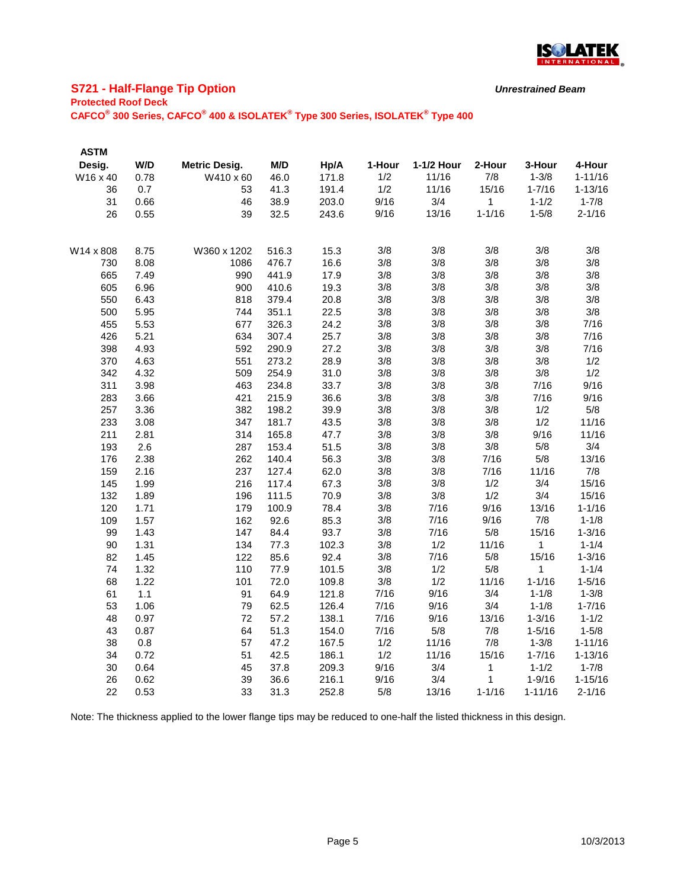## S721 - Half-Flange Tip Option

***Unrestrained Beam***

**Protected Roof Deck**

**CAFCO® 300 Series, CAFCO® 400 & ISOLATEK® Type 300 Series, ISOLATEK® Type 400**

| ASTM Desig. | W/D | Metric Desig. | M/D | Hp/A | 1-Hour | 1-1/2 Hour | 2-Hour | 3-Hour | 4-Hour |
|---|---|---|---|---|---|---|---|---|---|
| W16 x 40 | 0.78 | W410 x 60 | 46.0 | 171.8 | 1/2 | 11/16 | 7/8 | 1-3/8 | 1-11/16 |
| 36 | 0.7 | 53 | 41.3 | 191.4 | 1/2 | 11/16 | 15/16 | 1-7/16 | 1-13/16 |
| 31 | 0.66 | 46 | 38.9 | 203.0 | 9/16 | 3/4 | 1 | 1-1/2 | 1-7/8 |
| 26 | 0.55 | 39 | 32.5 | 243.6 | 9/16 | 13/16 | 1-1/16 | 1-5/8 | 2-1/16 |
| | | | | | | | | | |
| W14 x 808 | 8.75 | W360 x 1202 | 516.3 | 15.3 | 3/8 | 3/8 | 3/8 | 3/8 | 3/8 |
| 730 | 8.08 | 1086 | 476.7 | 16.6 | 3/8 | 3/8 | 3/8 | 3/8 | 3/8 |
| 665 | 7.49 | 990 | 441.9 | 17.9 | 3/8 | 3/8 | 3/8 | 3/8 | 3/8 |
| 605 | 6.96 | 900 | 410.6 | 19.3 | 3/8 | 3/8 | 3/8 | 3/8 | 3/8 |
| 550 | 6.43 | 818 | 379.4 | 20.8 | 3/8 | 3/8 | 3/8 | 3/8 | 3/8 |
| 500 | 5.95 | 744 | 351.1 | 22.5 | 3/8 | 3/8 | 3/8 | 3/8 | 3/8 |
| 455 | 5.53 | 677 | 326.3 | 24.2 | 3/8 | 3/8 | 3/8 | 3/8 | 7/16 |
| 426 | 5.21 | 634 | 307.4 | 25.7 | 3/8 | 3/8 | 3/8 | 3/8 | 7/16 |
| 398 | 4.93 | 592 | 290.9 | 27.2 | 3/8 | 3/8 | 3/8 | 3/8 | 7/16 |
| 370 | 4.63 | 551 | 273.2 | 28.9 | 3/8 | 3/8 | 3/8 | 3/8 | 1/2 |
| 342 | 4.32 | 509 | 254.9 | 31.0 | 3/8 | 3/8 | 3/8 | 3/8 | 1/2 |
| 311 | 3.98 | 463 | 234.8 | 33.7 | 3/8 | 3/8 | 3/8 | 7/16 | 9/16 |
| 283 | 3.66 | 421 | 215.9 | 36.6 | 3/8 | 3/8 | 3/8 | 7/16 | 9/16 |
| 257 | 3.36 | 382 | 198.2 | 39.9 | 3/8 | 3/8 | 3/8 | 1/2 | 5/8 |
| 233 | 3.08 | 347 | 181.7 | 43.5 | 3/8 | 3/8 | 3/8 | 1/2 | 11/16 |
| 211 | 2.81 | 314 | 165.8 | 47.7 | 3/8 | 3/8 | 3/8 | 9/16 | 11/16 |
| 193 | 2.6 | 287 | 153.4 | 51.5 | 3/8 | 3/8 | 3/8 | 5/8 | 3/4 |
| 176 | 2.38 | 262 | 140.4 | 56.3 | 3/8 | 3/8 | 7/16 | 5/8 | 13/16 |
| 159 | 2.16 | 237 | 127.4 | 62.0 | 3/8 | 3/8 | 7/16 | 11/16 | 7/8 |
| 145 | 1.99 | 216 | 117.4 | 67.3 | 3/8 | 3/8 | 1/2 | 3/4 | 15/16 |
| 132 | 1.89 | 196 | 111.5 | 70.9 | 3/8 | 3/8 | 1/2 | 3/4 | 15/16 |
| 120 | 1.71 | 179 | 100.9 | 78.4 | 3/8 | 7/16 | 9/16 | 13/16 | 1-1/16 |
| 109 | 1.57 | 162 | 92.6 | 85.3 | 3/8 | 7/16 | 9/16 | 7/8 | 1-1/8 |
| 99 | 1.43 | 147 | 84.4 | 93.7 | 3/8 | 7/16 | 5/8 | 15/16 | 1-3/16 |
| 90 | 1.31 | 134 | 77.3 | 102.3 | 3/8 | 1/2 | 11/16 | 1 | 1-1/4 |
| 82 | 1.45 | 122 | 85.6 | 92.4 | 3/8 | 7/16 | 5/8 | 15/16 | 1-3/16 |
| 74 | 1.32 | 110 | 77.9 | 101.5 | 3/8 | 1/2 | 5/8 | 1 | 1-1/4 |
| 68 | 1.22 | 101 | 72.0 | 109.8 | 3/8 | 1/2 | 11/16 | 1-1/16 | 1-5/16 |
| 61 | 1.1 | 91 | 64.9 | 121.8 | 7/16 | 9/16 | 3/4 | 1-1/8 | 1-3/8 |
| 53 | 1.06 | 79 | 62.5 | 126.4 | 7/16 | 9/16 | 3/4 | 1-1/8 | 1-7/16 |
| 48 | 0.97 | 72 | 57.2 | 138.1 | 7/16 | 9/16 | 13/16 | 1-3/16 | 1-1/2 |
| 43 | 0.87 | 64 | 51.3 | 154.0 | 7/16 | 5/8 | 7/8 | 1-5/16 | 1-5/8 |
| 38 | 0.8 | 57 | 47.2 | 167.5 | 1/2 | 11/16 | 7/8 | 1-3/8 | 1-11/16 |
| 34 | 0.72 | 51 | 42.5 | 186.1 | 1/2 | 11/16 | 15/16 | 1-7/16 | 1-13/16 |
| 30 | 0.64 | 45 | 37.8 | 209.3 | 9/16 | 3/4 | 1 | 1-1/2 | 1-7/8 |
| 26 | 0.62 | 39 | 36.6 | 216.1 | 9/16 | 3/4 | 1 | 1-9/16 | 1-15/16 |
| 22 | 0.53 | 33 | 31.3 | 252.8 | 5/8 | 13/16 | 1-1/16 | 1-11/16 | 2-1/16 |

Note: The thickness applied to the lower flange tips may be reduced to one-half the listed thickness in this design.

10/3/2013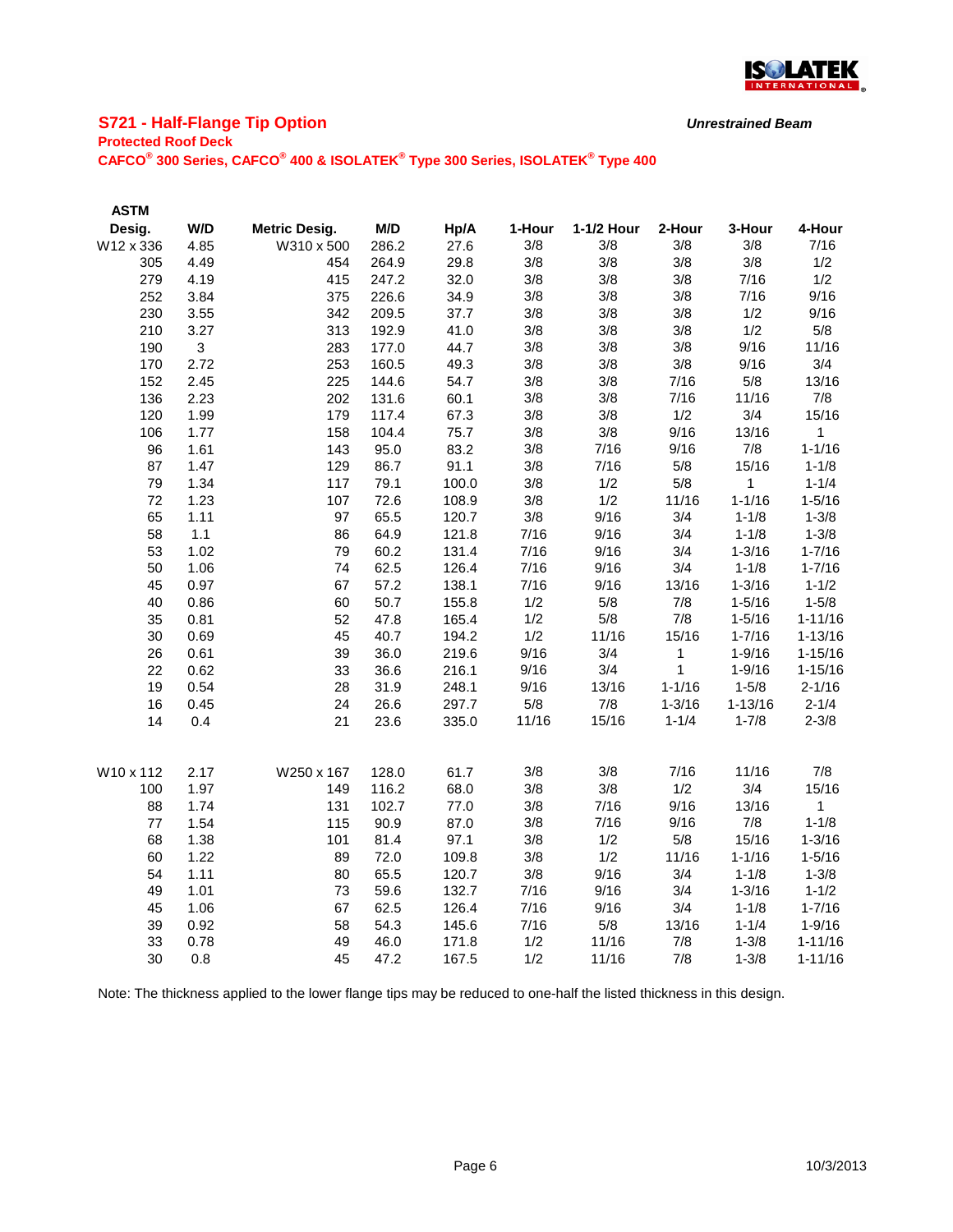## S721 - Half-Flange Tip Option

***Unrestrained Beam***

**Protected Roof Deck**

**CAFCO® 300 Series, CAFCO® 400 & ISOLATEK® Type 300 Series, ISOLATEK® Type 400**

| ASTM Desig. | W/D | Metric Desig. | M/D | Hp/A | 1-Hour | 1-1/2 Hour | 2-Hour | 3-Hour | 4-Hour |
|---|---|---|---|---|---|---|---|---|---|
| W12 x 336 | 4.85 | W310 x 500 | 286.2 | 27.6 | 3/8 | 3/8 | 3/8 | 3/8 | 7/16 |
| 305 | 4.49 | 454 | 264.9 | 29.8 | 3/8 | 3/8 | 3/8 | 3/8 | 1/2 |
| 279 | 4.19 | 415 | 247.2 | 32.0 | 3/8 | 3/8 | 3/8 | 7/16 | 1/2 |
| 252 | 3.84 | 375 | 226.6 | 34.9 | 3/8 | 3/8 | 3/8 | 7/16 | 9/16 |
| 230 | 3.55 | 342 | 209.5 | 37.7 | 3/8 | 3/8 | 3/8 | 1/2 | 9/16 |
| 210 | 3.27 | 313 | 192.9 | 41.0 | 3/8 | 3/8 | 3/8 | 1/2 | 5/8 |
| 190 | 3 | 283 | 177.0 | 44.7 | 3/8 | 3/8 | 3/8 | 9/16 | 11/16 |
| 170 | 2.72 | 253 | 160.5 | 49.3 | 3/8 | 3/8 | 3/8 | 9/16 | 3/4 |
| 152 | 2.45 | 225 | 144.6 | 54.7 | 3/8 | 3/8 | 7/16 | 5/8 | 13/16 |
| 136 | 2.23 | 202 | 131.6 | 60.1 | 3/8 | 3/8 | 7/16 | 11/16 | 7/8 |
| 120 | 1.99 | 179 | 117.4 | 67.3 | 3/8 | 3/8 | 1/2 | 3/4 | 15/16 |
| 106 | 1.77 | 158 | 104.4 | 75.7 | 3/8 | 3/8 | 9/16 | 13/16 | 1 |
| 96 | 1.61 | 143 | 95.0 | 83.2 | 3/8 | 7/16 | 9/16 | 7/8 | 1-1/16 |
| 87 | 1.47 | 129 | 86.7 | 91.1 | 3/8 | 7/16 | 5/8 | 15/16 | 1-1/8 |
| 79 | 1.34 | 117 | 79.1 | 100.0 | 3/8 | 1/2 | 5/8 | 1 | 1-1/4 |
| 72 | 1.23 | 107 | 72.6 | 108.9 | 3/8 | 1/2 | 11/16 | 1-1/16 | 1-5/16 |
| 65 | 1.11 | 97 | 65.5 | 120.7 | 3/8 | 9/16 | 3/4 | 1-1/8 | 1-3/8 |
| 58 | 1.1 | 86 | 64.9 | 121.8 | 7/16 | 9/16 | 3/4 | 1-1/8 | 1-3/8 |
| 53 | 1.02 | 79 | 60.2 | 131.4 | 7/16 | 9/16 | 3/4 | 1-3/16 | 1-7/16 |
| 50 | 1.06 | 74 | 62.5 | 126.4 | 7/16 | 9/16 | 3/4 | 1-1/8 | 1-7/16 |
| 45 | 0.97 | 67 | 57.2 | 138.1 | 7/16 | 9/16 | 13/16 | 1-3/16 | 1-1/2 |
| 40 | 0.86 | 60 | 50.7 | 155.8 | 1/2 | 5/8 | 7/8 | 1-5/16 | 1-5/8 |
| 35 | 0.81 | 52 | 47.8 | 165.4 | 1/2 | 5/8 | 7/8 | 1-5/16 | 1-11/16 |
| 30 | 0.69 | 45 | 40.7 | 194.2 | 1/2 | 11/16 | 15/16 | 1-7/16 | 1-13/16 |
| 26 | 0.61 | 39 | 36.0 | 219.6 | 9/16 | 3/4 | 1 | 1-9/16 | 1-15/16 |
| 22 | 0.62 | 33 | 36.6 | 216.1 | 9/16 | 3/4 | 1 | 1-9/16 | 1-15/16 |
| 19 | 0.54 | 28 | 31.9 | 248.1 | 9/16 | 13/16 | 1-1/16 | 1-5/8 | 2-1/16 |
| 16 | 0.45 | 24 | 26.6 | 297.7 | 5/8 | 7/8 | 1-3/16 | 1-13/16 | 2-1/4 |
| 14 | 0.4 | 21 | 23.6 | 335.0 | 11/16 | 15/16 | 1-1/4 | 1-7/8 | 2-3/8 |
| | | | | | | | | | |
| W10 x 112 | 2.17 | W250 x 167 | 128.0 | 61.7 | 3/8 | 3/8 | 7/16 | 11/16 | 7/8 |
| 100 | 1.97 | 149 | 116.2 | 68.0 | 3/8 | 3/8 | 1/2 | 3/4 | 15/16 |
| 88 | 1.74 | 131 | 102.7 | 77.0 | 3/8 | 7/16 | 9/16 | 13/16 | 1 |
| 77 | 1.54 | 115 | 90.9 | 87.0 | 3/8 | 7/16 | 9/16 | 7/8 | 1-1/8 |
| 68 | 1.38 | 101 | 81.4 | 97.1 | 3/8 | 1/2 | 5/8 | 15/16 | 1-3/16 |
| 60 | 1.22 | 89 | 72.0 | 109.8 | 3/8 | 1/2 | 11/16 | 1-1/16 | 1-5/16 |
| 54 | 1.11 | 80 | 65.5 | 120.7 | 3/8 | 9/16 | 3/4 | 1-1/8 | 1-3/8 |
| 49 | 1.01 | 73 | 59.6 | 132.7 | 7/16 | 9/16 | 3/4 | 1-3/16 | 1-1/2 |
| 45 | 1.06 | 67 | 62.5 | 126.4 | 7/16 | 9/16 | 3/4 | 1-1/8 | 1-7/16 |
| 39 | 0.92 | 58 | 54.3 | 145.6 | 7/16 | 5/8 | 13/16 | 1-1/4 | 1-9/16 |
| 33 | 0.78 | 49 | 46.0 | 171.8 | 1/2 | 11/16 | 7/8 | 1-3/8 | 1-11/16 |
| 30 | 0.8 | 45 | 47.2 | 167.5 | 1/2 | 11/16 | 7/8 | 1-3/8 | 1-11/16 |

Note: The thickness applied to the lower flange tips may be reduced to one-half the listed thickness in this design.

10/3/2013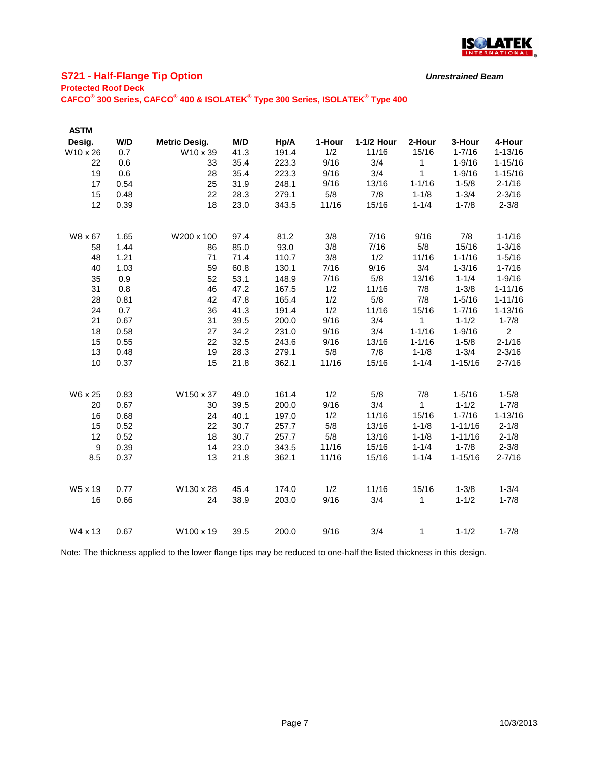## S721 - Half-Flange Tip Option

***Unrestrained Beam***

**Protected Roof Deck**

**CAFCO® 300 Series, CAFCO® 400 & ISOLATEK® Type 300 Series, ISOLATEK® Type 400**

| ASTM Desig. | W/D | Metric Desig. | M/D | Hp/A | 1-Hour | 1-1/2 Hour | 2-Hour | 3-Hour | 4-Hour |
|---|---|---|---|---|---|---|---|---|---|
| W10 x 26 | 0.7 | W10 x 39 | 41.3 | 191.4 | 1/2 | 11/16 | 15/16 | 1-7/16 | 1-13/16 |
| 22 | 0.6 | 33 | 35.4 | 223.3 | 9/16 | 3/4 | 1 | 1-9/16 | 1-15/16 |
| 19 | 0.6 | 28 | 35.4 | 223.3 | 9/16 | 3/4 | 1 | 1-9/16 | 1-15/16 |
| 17 | 0.54 | 25 | 31.9 | 248.1 | 9/16 | 13/16 | 1-1/16 | 1-5/8 | 2-1/16 |
| 15 | 0.48 | 22 | 28.3 | 279.1 | 5/8 | 7/8 | 1-1/8 | 1-3/4 | 2-3/16 |
| 12 | 0.39 | 18 | 23.0 | 343.5 | 11/16 | 15/16 | 1-1/4 | 1-7/8 | 2-3/8 |
| | | | | | | | | | |
| W8 x 67 | 1.65 | W200 x 100 | 97.4 | 81.2 | 3/8 | 7/16 | 9/16 | 7/8 | 1-1/16 |
| 58 | 1.44 | 86 | 85.0 | 93.0 | 3/8 | 7/16 | 5/8 | 15/16 | 1-3/16 |
| 48 | 1.21 | 71 | 71.4 | 110.7 | 3/8 | 1/2 | 11/16 | 1-1/16 | 1-5/16 |
| 40 | 1.03 | 59 | 60.8 | 130.1 | 7/16 | 9/16 | 3/4 | 1-3/16 | 1-7/16 |
| 35 | 0.9 | 52 | 53.1 | 148.9 | 7/16 | 5/8 | 13/16 | 1-1/4 | 1-9/16 |
| 31 | 0.8 | 46 | 47.2 | 167.5 | 1/2 | 11/16 | 7/8 | 1-3/8 | 1-11/16 |
| 28 | 0.81 | 42 | 47.8 | 165.4 | 1/2 | 5/8 | 7/8 | 1-5/16 | 1-11/16 |
| 24 | 0.7 | 36 | 41.3 | 191.4 | 1/2 | 11/16 | 15/16 | 1-7/16 | 1-13/16 |
| 21 | 0.67 | 31 | 39.5 | 200.0 | 9/16 | 3/4 | 1 | 1-1/2 | 1-7/8 |
| 18 | 0.58 | 27 | 34.2 | 231.0 | 9/16 | 3/4 | 1-1/16 | 1-9/16 | 2 |
| 15 | 0.55 | 22 | 32.5 | 243.6 | 9/16 | 13/16 | 1-1/16 | 1-5/8 | 2-1/16 |
| 13 | 0.48 | 19 | 28.3 | 279.1 | 5/8 | 7/8 | 1-1/8 | 1-3/4 | 2-3/16 |
| 10 | 0.37 | 15 | 21.8 | 362.1 | 11/16 | 15/16 | 1-1/4 | 1-15/16 | 2-7/16 |
| | | | | | | | | | |
| W6 x 25 | 0.83 | W150 x 37 | 49.0 | 161.4 | 1/2 | 5/8 | 7/8 | 1-5/16 | 1-5/8 |
| 20 | 0.67 | 30 | 39.5 | 200.0 | 9/16 | 3/4 | 1 | 1-1/2 | 1-7/8 |
| 16 | 0.68 | 24 | 40.1 | 197.0 | 1/2 | 11/16 | 15/16 | 1-7/16 | 1-13/16 |
| 15 | 0.52 | 22 | 30.7 | 257.7 | 5/8 | 13/16 | 1-1/8 | 1-11/16 | 2-1/8 |
| 12 | 0.52 | 18 | 30.7 | 257.7 | 5/8 | 13/16 | 1-1/8 | 1-11/16 | 2-1/8 |
| 9 | 0.39 | 14 | 23.0 | 343.5 | 11/16 | 15/16 | 1-1/4 | 1-7/8 | 2-3/8 |
| 8.5 | 0.37 | 13 | 21.8 | 362.1 | 11/16 | 15/16 | 1-1/4 | 1-15/16 | 2-7/16 |
| | | | | | | | | | |
| W5 x 19 | 0.77 | W130 x 28 | 45.4 | 174.0 | 1/2 | 11/16 | 15/16 | 1-3/8 | 1-3/4 |
| 16 | 0.66 | 24 | 38.9 | 203.0 | 9/16 | 3/4 | 1 | 1-1/2 | 1-7/8 |
| | | | | | | | | | |
| W4 x 13 | 0.67 | W100 x 19 | 39.5 | 200.0 | 9/16 | 3/4 | 1 | 1-1/2 | 1-7/8 |

Note: The thickness applied to the lower flange tips may be reduced to one-half the listed thickness in this design.